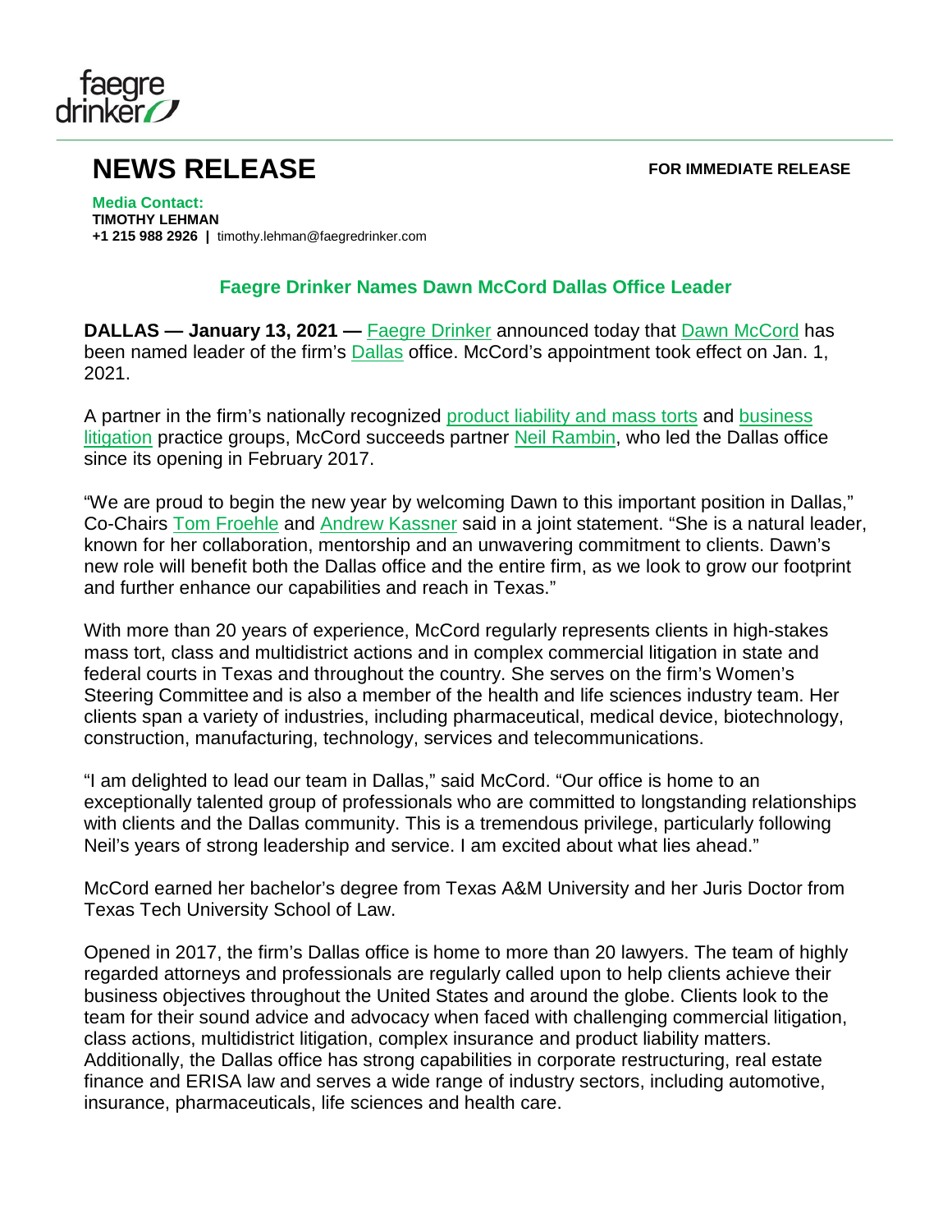faegre drinker

# NEWS RELEASE

**FOR IMMEDIATE RELEASE**

**Media Contact:**
**TIMOTHY LEHMAN**
**+1 215 988 2926 |** timothy.lehman@faegredrinker.com

## Faegre Drinker Names Dawn McCord Dallas Office Leader

**DALLAS — January 13, 2021 —** Faegre Drinker announced today that Dawn McCord has been named leader of the firm's Dallas office. McCord's appointment took effect on Jan. 1, 2021.

A partner in the firm's nationally recognized product liability and mass torts and business litigation practice groups, McCord succeeds partner Neil Rambin, who led the Dallas office since its opening in February 2017.

"We are proud to begin the new year by welcoming Dawn to this important position in Dallas," Co-Chairs Tom Froehle and Andrew Kassner said in a joint statement. "She is a natural leader, known for her collaboration, mentorship and an unwavering commitment to clients. Dawn's new role will benefit both the Dallas office and the entire firm, as we look to grow our footprint and further enhance our capabilities and reach in Texas."

With more than 20 years of experience, McCord regularly represents clients in high-stakes mass tort, class and multidistrict actions and in complex commercial litigation in state and federal courts in Texas and throughout the country. She serves on the firm's Women's Steering Committee and is also a member of the health and life sciences industry team. Her clients span a variety of industries, including pharmaceutical, medical device, biotechnology, construction, manufacturing, technology, services and telecommunications.

"I am delighted to lead our team in Dallas," said McCord. "Our office is home to an exceptionally talented group of professionals who are committed to longstanding relationships with clients and the Dallas community. This is a tremendous privilege, particularly following Neil's years of strong leadership and service. I am excited about what lies ahead."

McCord earned her bachelor's degree from Texas A&M University and her Juris Doctor from Texas Tech University School of Law.

Opened in 2017, the firm's Dallas office is home to more than 20 lawyers. The team of highly regarded attorneys and professionals are regularly called upon to help clients achieve their business objectives throughout the United States and around the globe. Clients look to the team for their sound advice and advocacy when faced with challenging commercial litigation, class actions, multidistrict litigation, complex insurance and product liability matters. Additionally, the Dallas office has strong capabilities in corporate restructuring, real estate finance and ERISA law and serves a wide range of industry sectors, including automotive, insurance, pharmaceuticals, life sciences and health care.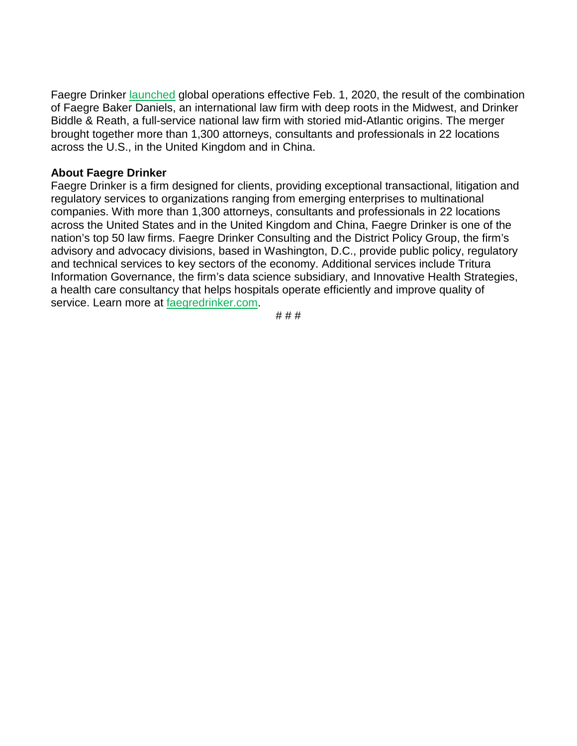Faegre Drinker launched global operations effective Feb. 1, 2020, the result of the combination of Faegre Baker Daniels, an international law firm with deep roots in the Midwest, and Drinker Biddle & Reath, a full-service national law firm with storied mid-Atlantic origins. The merger brought together more than 1,300 attorneys, consultants and professionals in 22 locations across the U.S., in the United Kingdom and in China.

**About Faegre Drinker**

Faegre Drinker is a firm designed for clients, providing exceptional transactional, litigation and regulatory services to organizations ranging from emerging enterprises to multinational companies. With more than 1,300 attorneys, consultants and professionals in 22 locations across the United States and in the United Kingdom and China, Faegre Drinker is one of the nation's top 50 law firms. Faegre Drinker Consulting and the District Policy Group, the firm's advisory and advocacy divisions, based in Washington, D.C., provide public policy, regulatory and technical services to key sectors of the economy. Additional services include Tritura Information Governance, the firm's data science subsidiary, and Innovative Health Strategies, a health care consultancy that helps hospitals operate efficiently and improve quality of service. Learn more at faegredrinker.com.

# # #